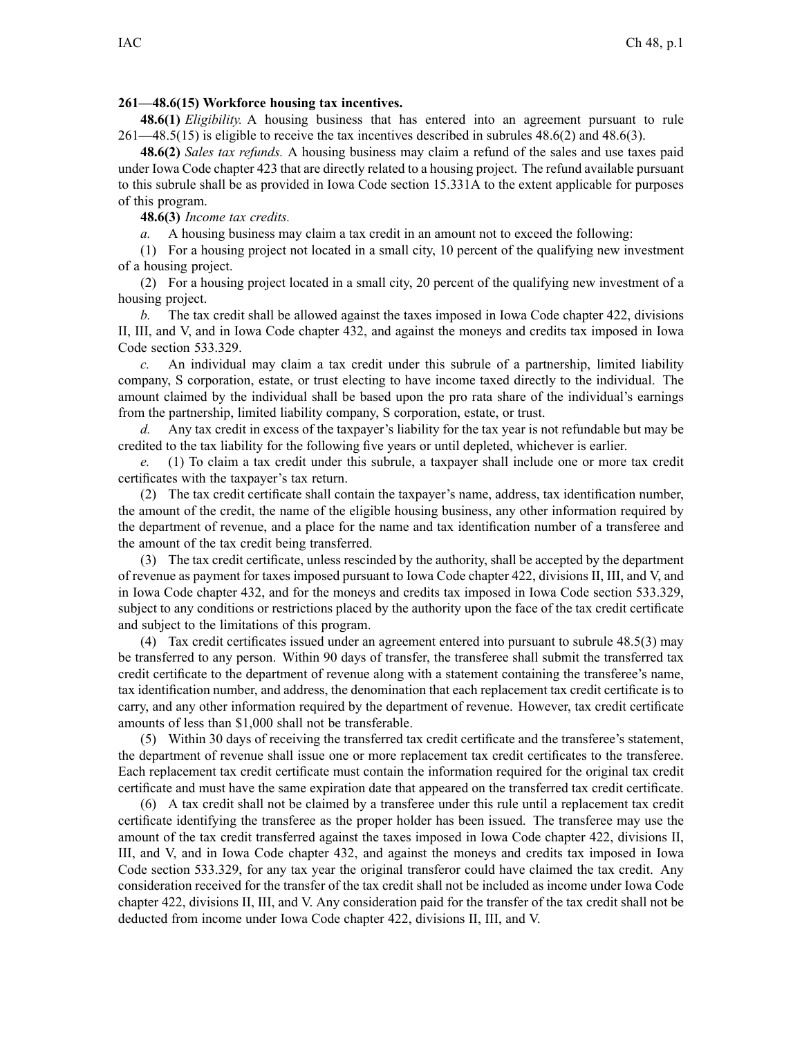**261—48.6(15) Workforce housing tax incentives.**

**48.6(1)** *Eligibility.* A housing business that has entered into an agreement pursuant to rule 261—48.5(15) is eligible to receive the tax incentives described in subrules 48.6(2) and 48.6(3).

**48.6(2)** *Sales tax refunds.* A housing business may claim a refund of the sales and use taxes paid under Iowa Code chapter 423 that are directly related to a housing project. The refund available pursuant to this subrule shall be as provided in Iowa Code section 15.331A to the extent applicable for purposes of this program.

**48.6(3)** *Income tax credits.*

*a.* A housing business may claim a tax credit in an amount not to exceed the following:

(1) For a housing project not located in a small city, 10 percent of the qualifying new investment of a housing project.

(2) For a housing project located in a small city, 20 percent of the qualifying new investment of a housing project.

*b.* The tax credit shall be allowed against the taxes imposed in Iowa Code chapter 422, divisions II, III, and V, and in Iowa Code chapter 432, and against the moneys and credits tax imposed in Iowa Code section 533.329.

*c.* An individual may claim a tax credit under this subrule of a partnership, limited liability company, S corporation, estate, or trust electing to have income taxed directly to the individual. The amount claimed by the individual shall be based upon the pro rata share of the individual's earnings from the partnership, limited liability company, S corporation, estate, or trust.

*d.* Any tax credit in excess of the taxpayer's liability for the tax year is not refundable but may be credited to the tax liability for the following five years or until depleted, whichever is earlier.

*e.* (1) To claim a tax credit under this subrule, a taxpayer shall include one or more tax credit certificates with the taxpayer's tax return.

(2) The tax credit certificate shall contain the taxpayer's name, address, tax identification number, the amount of the credit, the name of the eligible housing business, any other information required by the department of revenue, and a place for the name and tax identification number of a transferee and the amount of the tax credit being transferred.

(3) The tax credit certificate, unless rescinded by the authority, shall be accepted by the department of revenue as payment for taxes imposed pursuant to Iowa Code chapter 422, divisions II, III, and V, and in Iowa Code chapter 432, and for the moneys and credits tax imposed in Iowa Code section 533.329, subject to any conditions or restrictions placed by the authority upon the face of the tax credit certificate and subject to the limitations of this program.

(4) Tax credit certificates issued under an agreement entered into pursuant to subrule 48.5(3) may be transferred to any person. Within 90 days of transfer, the transferee shall submit the transferred tax credit certificate to the department of revenue along with a statement containing the transferee's name, tax identification number, and address, the denomination that each replacement tax credit certificate is to carry, and any other information required by the department of revenue. However, tax credit certificate amounts of less than $1,000 shall not be transferable.

(5) Within 30 days of receiving the transferred tax credit certificate and the transferee's statement, the department of revenue shall issue one or more replacement tax credit certificates to the transferee. Each replacement tax credit certificate must contain the information required for the original tax credit certificate and must have the same expiration date that appeared on the transferred tax credit certificate.

(6) A tax credit shall not be claimed by a transferee under this rule until a replacement tax credit certificate identifying the transferee as the proper holder has been issued. The transferee may use the amount of the tax credit transferred against the taxes imposed in Iowa Code chapter 422, divisions II, III, and V, and in Iowa Code chapter 432, and against the moneys and credits tax imposed in Iowa Code section 533.329, for any tax year the original transferor could have claimed the tax credit. Any consideration received for the transfer of the tax credit shall not be included as income under Iowa Code chapter 422, divisions II, III, and V. Any consideration paid for the transfer of the tax credit shall not be deducted from income under Iowa Code chapter 422, divisions II, III, and V.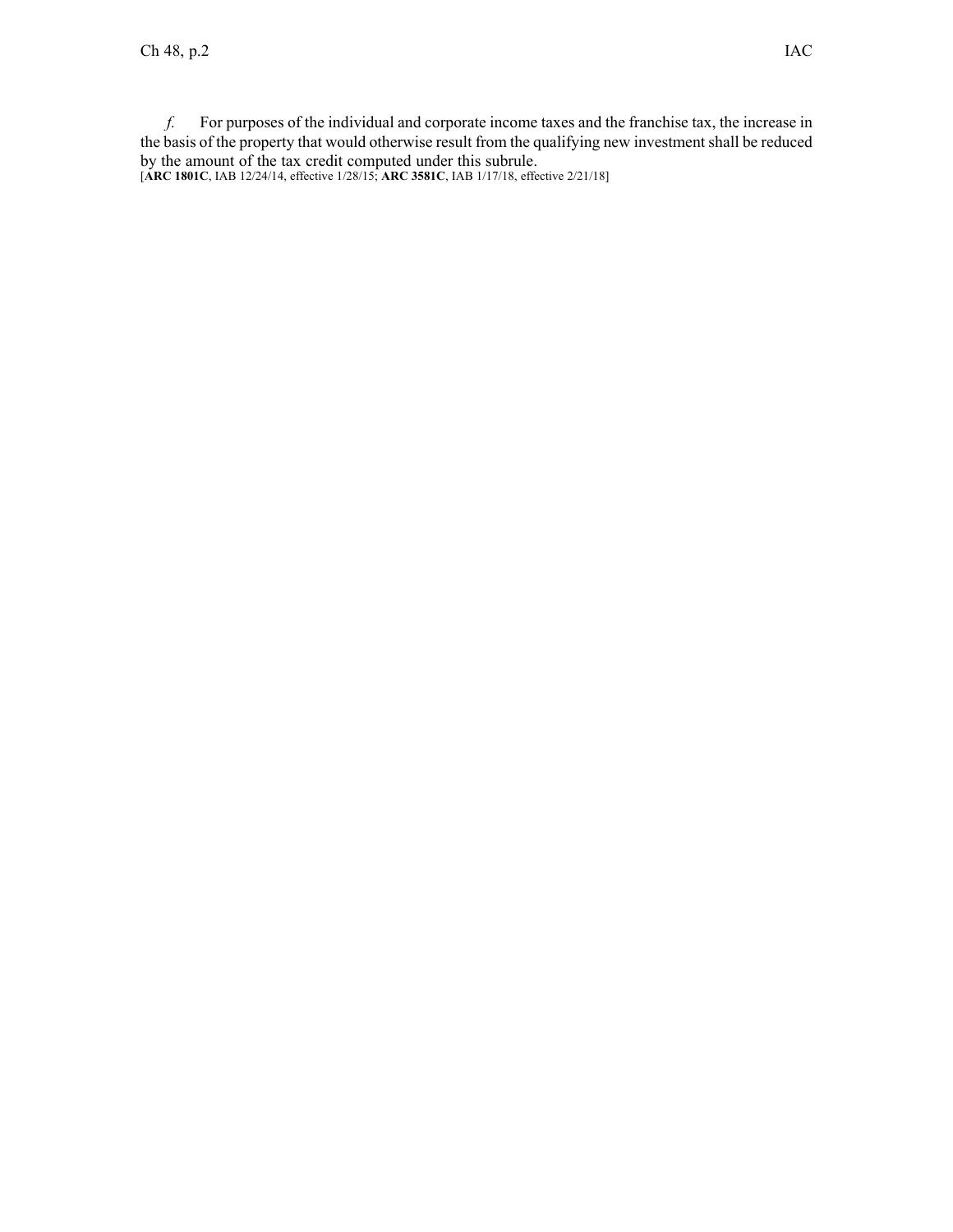*f.* For purposes of the individual and corporate income taxes and the franchise tax, the increase in the basis of the property that would otherwise result from the qualifying new investment shall be reduced by the amount of the tax credit computed under this subrule.

[**ARC 1801C**, IAB 12/24/14, effective 1/28/15; **ARC 3581C**, IAB 1/17/18, effective 2/21/18]